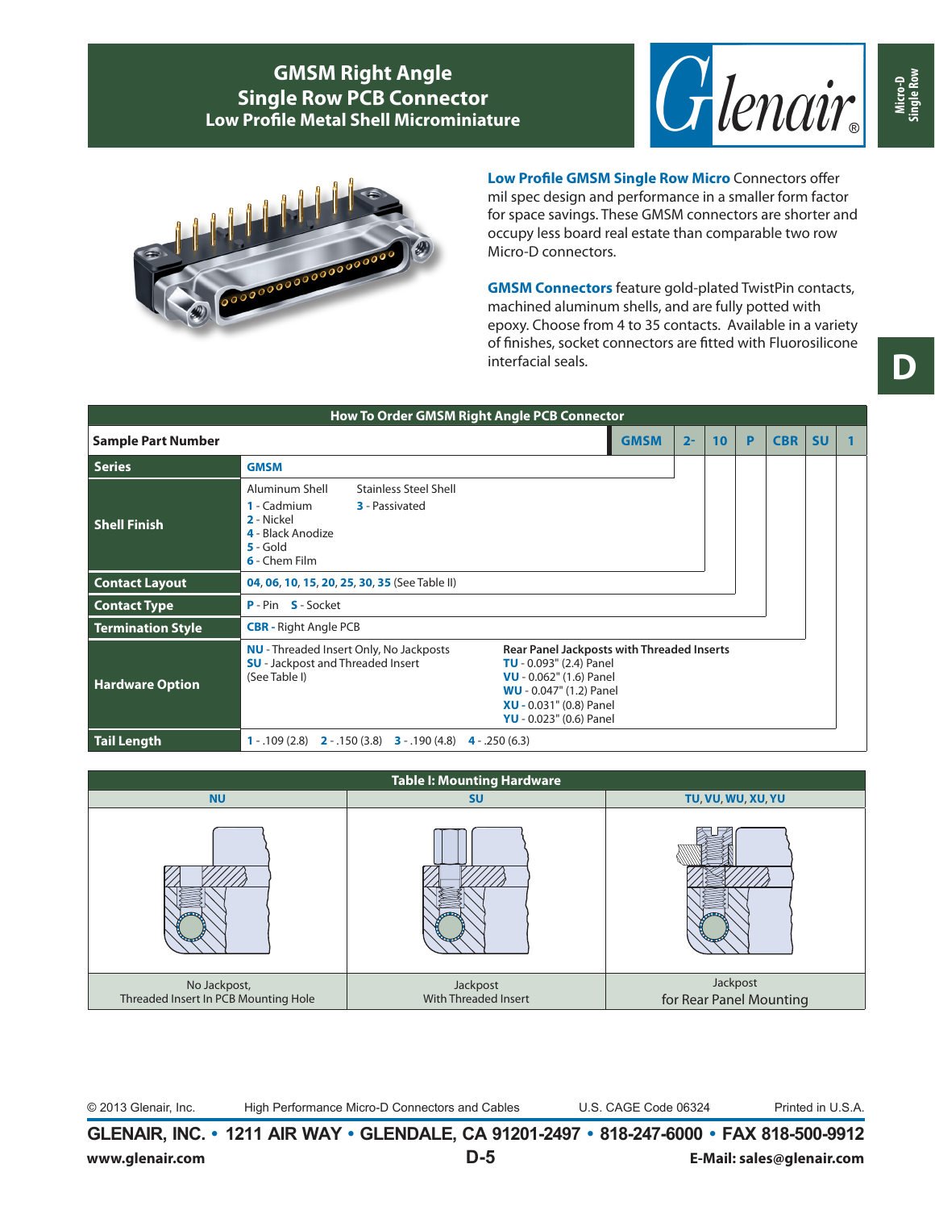# GMSM Right Angle Single Row PCB Connector

## Low Profile Metal Shell Microminiature

**Low Profile GMSM Single Row Micro** Connectors offer mil spec design and performance in a smaller form factor for space savings. These GMSM connectors are shorter and occupy less board real estate than comparable two row Micro-D connectors.

**GMSM Connectors** feature gold-plated TwistPin contacts, machined aluminum shells, and are fully potted with epoxy. Choose from 4 to 35 contacts. Available in a variety of finishes, socket connectors are fitted with Fluorosilicone interfacial seals.

### How To Order GMSM Right Angle PCB Connector

| Sample Part Number | GMSM | 2- | 10 | P | CBR | SU | 1 |
|---|---|---|---|---|---|---|---|
| **Series** | GMSM | | | | | | |
| **Shell Finish** | Aluminum Shell: 1 - Cadmium, 2 - Nickel, 4 - Black Anodize, 5 - Gold, 6 - Chem Film; Stainless Steel Shell: 3 - Passivated | | | | | | |
| **Contact Layout** | 04, 06, 10, 15, 20, 25, 30, 35 (See Table II) | | | | | | |
| **Contact Type** | P - Pin, S - Socket | | | | | | |
| **Termination Style** | CBR - Right Angle PCB | | | | | | |
| **Hardware Option** | NU - Threaded Insert Only, No Jackposts; SU - Jackpost and Threaded Insert (See Table I); Rear Panel Jackposts with Threaded Inserts: TU - 0.093" (2.4) Panel, VU - 0.062" (1.6) Panel, WU - 0.047" (1.2) Panel, XU - 0.031" (0.8) Panel, YU - 0.023" (0.6) Panel | | | | | | |
| **Tail Length** | 1 - .109 (2.8), 2 - .150 (3.8), 3 - .190 (4.8), 4 - .250 (6.3) | | | | | | |

### Table I: Mounting Hardware

| NU | SU | TU, VU, WU, XU, YU |
|---|---|---|
| No Jackpost, Threaded Insert In PCB Mounting Hole | Jackpost With Threaded Insert | Jackpost for Rear Panel Mounting |

© 2013 Glenair, Inc. High Performance Micro-D Connectors and Cables U.S. CAGE Code 06324 Printed in U.S.A.

**GLENAIR, INC. • 1211 AIR WAY • GLENDALE, CA 91201-2497 • 818-247-6000 • FAX 818-500-9912**

www.glenair.com D-5 E-Mail: sales@glenair.com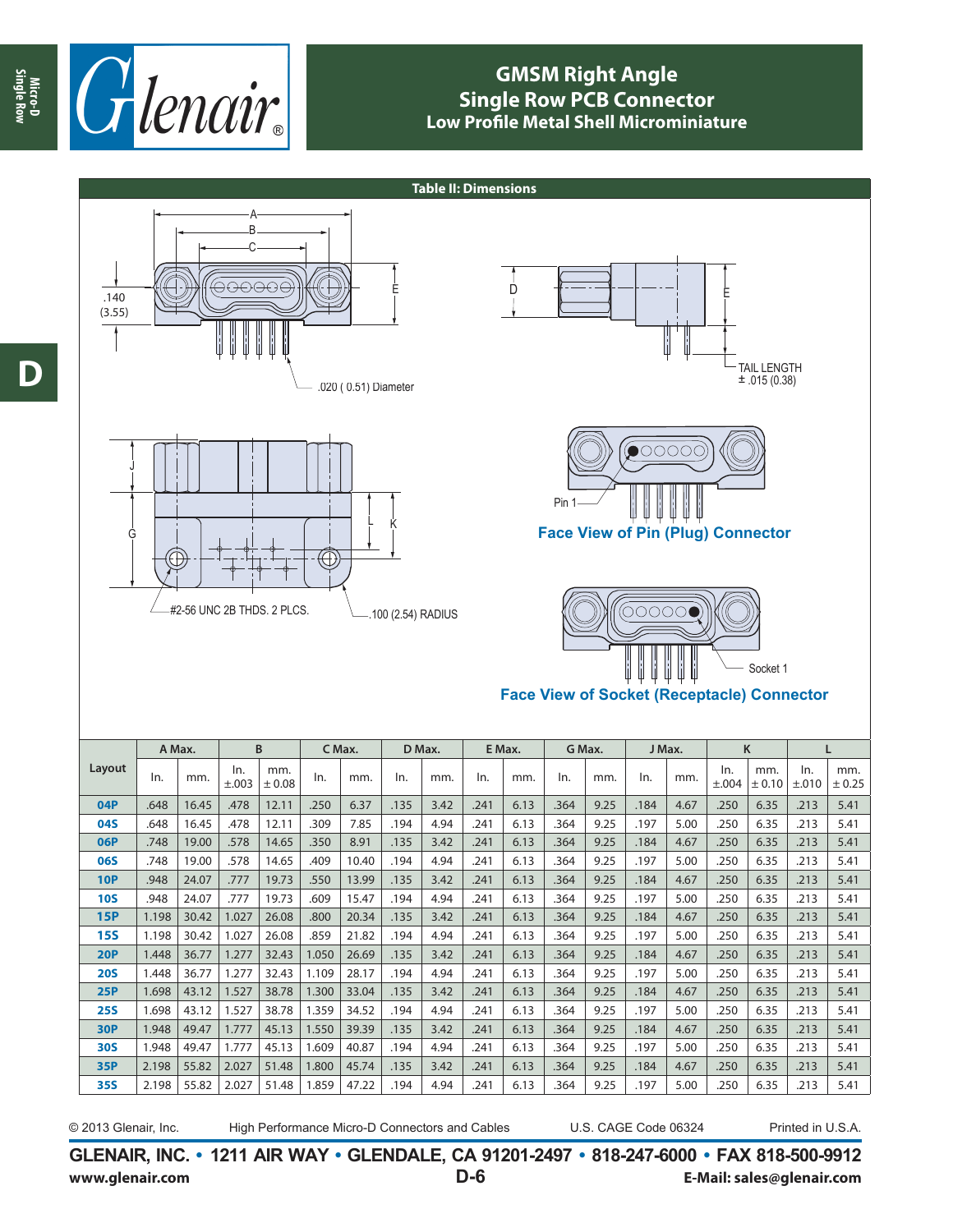# GMSM Right Angle Single Row PCB Connector

## Low Profile Metal Shell Microminiature

### Table II: Dimensions

A
B
C
.140 (3.55)
E
D
E
TAIL LENGTH ± .015 (0.38)
.020 ( 0.51) Diameter

J
G
L
K
#2-56 UNC 2B THDS. 2 PLCS.
.100 (2.54) RADIUS

Pin 1
**Face View of Pin (Plug) Connector**

Socket 1
**Face View of Socket (Receptacle) Connector**

| Layout | A Max. | | B | | C Max. | | D Max. | | E Max. | | G Max. | | J Max. | | K | | L | |
|---|---|---|---|---|---|---|---|---|---|---|---|---|---|---|---|---|---|---|
| | In. | mm. | In. ±.003 | mm. ± 0.08 | In. | mm. | In. | mm. | In. | mm. | In. | mm. | In. | mm. | In. ±.004 | mm. ± 0.10 | In. ±.010 | mm. ± 0.25 |
| **04P** | .648 | 16.45 | .478 | 12.11 | .250 | 6.37 | .135 | 3.42 | .241 | 6.13 | .364 | 9.25 | .184 | 4.67 | .250 | 6.35 | .213 | 5.41 |
| **04S** | .648 | 16.45 | .478 | 12.11 | .309 | 7.85 | .194 | 4.94 | .241 | 6.13 | .364 | 9.25 | .197 | 5.00 | .250 | 6.35 | .213 | 5.41 |
| **06P** | .748 | 19.00 | .578 | 14.65 | .350 | 8.91 | .135 | 3.42 | .241 | 6.13 | .364 | 9.25 | .184 | 4.67 | .250 | 6.35 | .213 | 5.41 |
| **06S** | .748 | 19.00 | .578 | 14.65 | .409 | 10.40 | .194 | 4.94 | .241 | 6.13 | .364 | 9.25 | .197 | 5.00 | .250 | 6.35 | .213 | 5.41 |
| **10P** | .948 | 24.07 | .777 | 19.73 | .550 | 13.99 | .135 | 3.42 | .241 | 6.13 | .364 | 9.25 | .184 | 4.67 | .250 | 6.35 | .213 | 5.41 |
| **10S** | .948 | 24.07 | .777 | 19.73 | .609 | 15.47 | .194 | 4.94 | .241 | 6.13 | .364 | 9.25 | .197 | 5.00 | .250 | 6.35 | .213 | 5.41 |
| **15P** | 1.198 | 30.42 | 1.027 | 26.08 | .800 | 20.34 | .135 | 3.42 | .241 | 6.13 | .364 | 9.25 | .184 | 4.67 | .250 | 6.35 | .213 | 5.41 |
| **15S** | 1.198 | 30.42 | 1.027 | 26.08 | .859 | 21.82 | .194 | 4.94 | .241 | 6.13 | .364 | 9.25 | .197 | 5.00 | .250 | 6.35 | .213 | 5.41 |
| **20P** | 1.448 | 36.77 | 1.277 | 32.43 | 1.050 | 26.69 | .135 | 3.42 | .241 | 6.13 | .364 | 9.25 | .184 | 4.67 | .250 | 6.35 | .213 | 5.41 |
| **20S** | 1.448 | 36.77 | 1.277 | 32.43 | 1.109 | 28.17 | .194 | 4.94 | .241 | 6.13 | .364 | 9.25 | .197 | 5.00 | .250 | 6.35 | .213 | 5.41 |
| **25P** | 1.698 | 43.12 | 1.527 | 38.78 | 1.300 | 33.04 | .135 | 3.42 | .241 | 6.13 | .364 | 9.25 | .184 | 4.67 | .250 | 6.35 | .213 | 5.41 |
| **25S** | 1.698 | 43.12 | 1.527 | 38.78 | 1.359 | 34.52 | .194 | 4.94 | .241 | 6.13 | .364 | 9.25 | .197 | 5.00 | .250 | 6.35 | .213 | 5.41 |
| **30P** | 1.948 | 49.47 | 1.777 | 45.13 | 1.550 | 39.39 | .135 | 3.42 | .241 | 6.13 | .364 | 9.25 | .184 | 4.67 | .250 | 6.35 | .213 | 5.41 |
| **30S** | 1.948 | 49.47 | 1.777 | 45.13 | 1.609 | 40.87 | .194 | 4.94 | .241 | 6.13 | .364 | 9.25 | .197 | 5.00 | .250 | 6.35 | .213 | 5.41 |
| **35P** | 2.198 | 55.82 | 2.027 | 51.48 | 1.800 | 45.74 | .135 | 3.42 | .241 | 6.13 | .364 | 9.25 | .184 | 4.67 | .250 | 6.35 | .213 | 5.41 |
| **35S** | 2.198 | 55.82 | 2.027 | 51.48 | 1.859 | 47.22 | .194 | 4.94 | .241 | 6.13 | .364 | 9.25 | .197 | 5.00 | .250 | 6.35 | .213 | 5.41 |

© 2013 Glenair, Inc. High Performance Micro-D Connectors and Cables U.S. CAGE Code 06324 Printed in U.S.A.

**GLENAIR, INC. • 1211 AIR WAY • GLENDALE, CA 91201-2497 • 818-247-6000 • FAX 818-500-9912**

**www.glenair.com** **E-Mail: sales@glenair.com**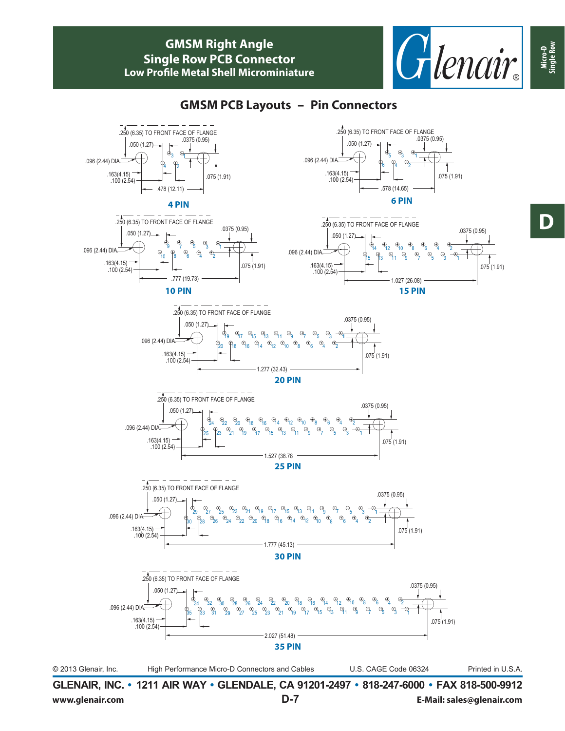# GMSM Right Angle Single Row PCB Connector

## Low Profile Metal Shell Microminiature

## GMSM PCB Layouts – Pin Connectors

### 4 PIN

.250 (6.35) TO FRONT FACE OF FLANGE
.050 (1.27)
.0375 (0.95)
.096 (2.44) DIA.
.163(4.15)
.100 (2.54)
.075 (1.91)
.478 (12.11)

### 6 PIN

.250 (6.35) TO FRONT FACE OF FLANGE
.050 (1.27)
.0375 (0.95)
.096 (2.44) DIA.
.163(4.15)
.100 (2.54)
.075 (1.91)
.578 (14.65)

### 10 PIN

.250 (6.35) TO FRONT FACE OF FLANGE
.050 (1.27)
.0375 (0.95)
.096 (2.44) DIA.
.163(4.15)
.100 (2.54)
.075 (1.91)
.777 (19.73)

### 15 PIN

.250 (6.35) TO FRONT FACE OF FLANGE
.050 (1.27)
.0375 (0.95)
.096 (2.44) DIA.
.163(4.15)
.100 (2.54)
.075 (1.91)
1.027 (26.08)

### 20 PIN

.250 (6.35) TO FRONT FACE OF FLANGE
.050 (1.27)
.0375 (0.95)
.096 (2.44) DIA.
.163(4.15)
.100 (2.54)
.075 (1.91)
1.277 (32.43)

### 25 PIN

.250 (6.35) TO FRONT FACE OF FLANGE
.050 (1.27)
.0375 (0.95)
.096 (2.44) DIA.
.163(4.15)
.100 (2.54)
.075 (1.91)
1.527 (38.78

### 30 PIN

.250 (6.35) TO FRONT FACE OF FLANGE
.050 (1.27)
.0375 (0.95)
.096 (2.44) DIA.
.163(4.15)
.100 (2.54)
.075 (1.91)
1.777 (45.13)

### 35 PIN

.250 (6.35) TO FRONT FACE OF FLANGE
.050 (1.27)
.0375 (0.95)
.096 (2.44) DIA.
.163(4.15)
.100 (2.54)
.075 (1.91)
2.027 (51.48)

© 2013 Glenair, Inc. High Performance Micro-D Connectors and Cables U.S. CAGE Code 06324 Printed in U.S.A.

**GLENAIR, INC. • 1211 AIR WAY • GLENDALE, CA 91201-2497 • 818-247-6000 • FAX 818-500-9912**

**www.glenair.com** **E-Mail: sales@glenair.com**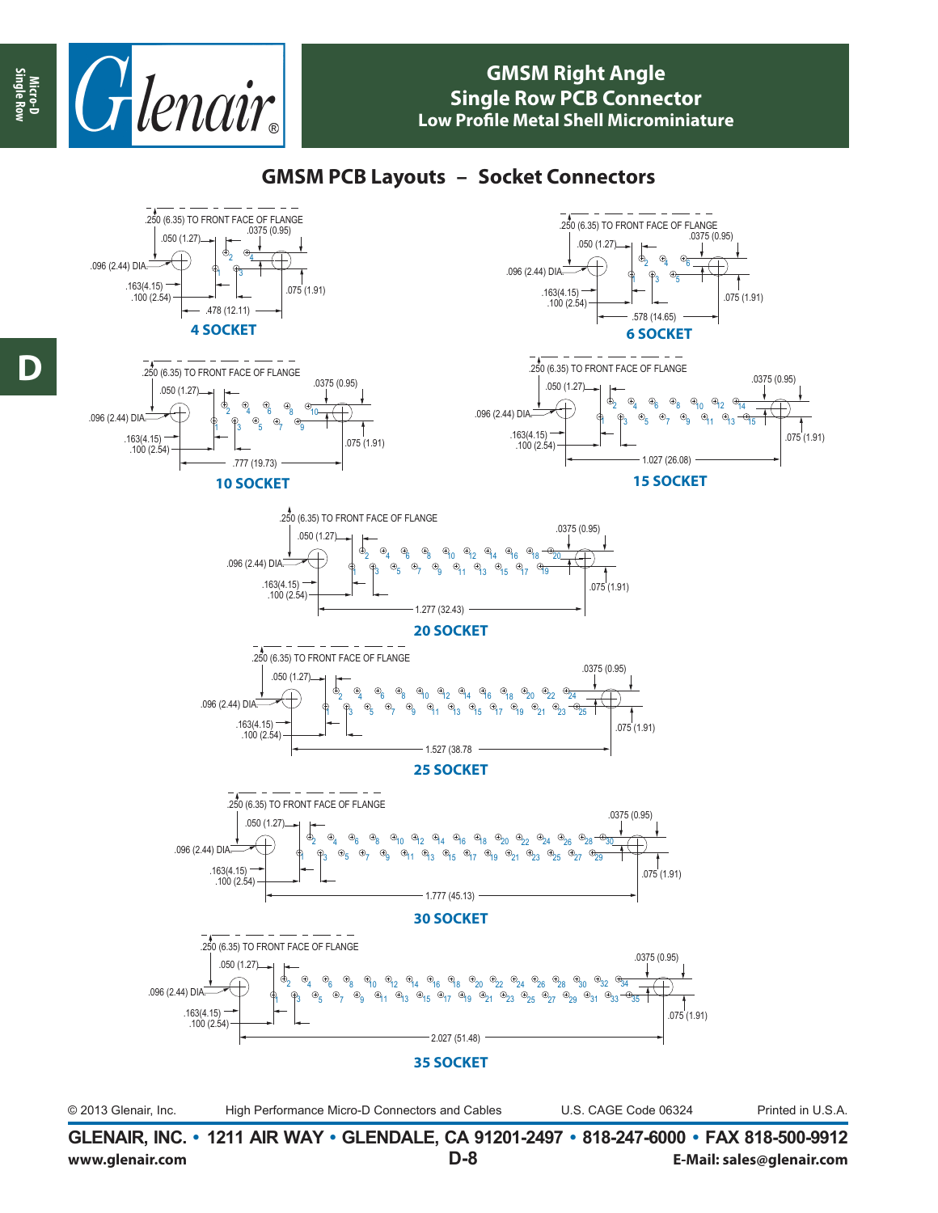# GMSM Right Angle Single Row PCB Connector

## Low Profile Metal Shell Microminiature

## GMSM PCB Layouts – Socket Connectors

.250 (6.35) TO FRONT FACE OF FLANGE
.050 (1.27)
.0375 (0.95)
.096 (2.44) DIA.
.163(4.15)
.100 (2.54)
.075 (1.91)
.478 (12.11)

**4 SOCKET**

.250 (6.35) TO FRONT FACE OF FLANGE
.050 (1.27)
.0375 (0.95)
.096 (2.44) DIA.
.163(4.15)
.100 (2.54)
.075 (1.91)
.578 (14.65)

**6 SOCKET**

.250 (6.35) TO FRONT FACE OF FLANGE
.050 (1.27)
.0375 (0.95)
.096 (2.44) DIA.
.163(4.15)
.100 (2.54)
.075 (1.91)
.777 (19.73)

**10 SOCKET**

.250 (6.35) TO FRONT FACE OF FLANGE
.050 (1.27)
.0375 (0.95)
.096 (2.44) DIA.
.163(4.15)
.100 (2.54)
.075 (1.91)
1.027 (26.08)

**15 SOCKET**

.250 (6.35) TO FRONT FACE OF FLANGE
.050 (1.27)
.0375 (0.95)
.096 (2.44) DIA.
.163(4.15)
.100 (2.54)
.075 (1.91)
1.277 (32.43)

**20 SOCKET**

.250 (6.35) TO FRONT FACE OF FLANGE
.050 (1.27)
.0375 (0.95)
.096 (2.44) DIA.
.163(4.15)
.100 (2.54)
.075 (1.91)
1.527 (38.78

**25 SOCKET**

.250 (6.35) TO FRONT FACE OF FLANGE
.050 (1.27)
.0375 (0.95)
.096 (2.44) DIA.
.163(4.15)
.100 (2.54)
.075 (1.91)
1.777 (45.13)

**30 SOCKET**

.250 (6.35) TO FRONT FACE OF FLANGE
.050 (1.27)
.0375 (0.95)
.096 (2.44) DIA.
.163(4.15)
.100 (2.54)
.075 (1.91)
2.027 (51.48)

**35 SOCKET**

© 2013 Glenair, Inc. High Performance Micro-D Connectors and Cables U.S. CAGE Code 06324 Printed in U.S.A.

**GLENAIR, INC. • 1211 AIR WAY • GLENDALE, CA 91201-2497 • 818-247-6000 • FAX 818-500-9912**

**www.glenair.com** **E-Mail: sales@glenair.com**